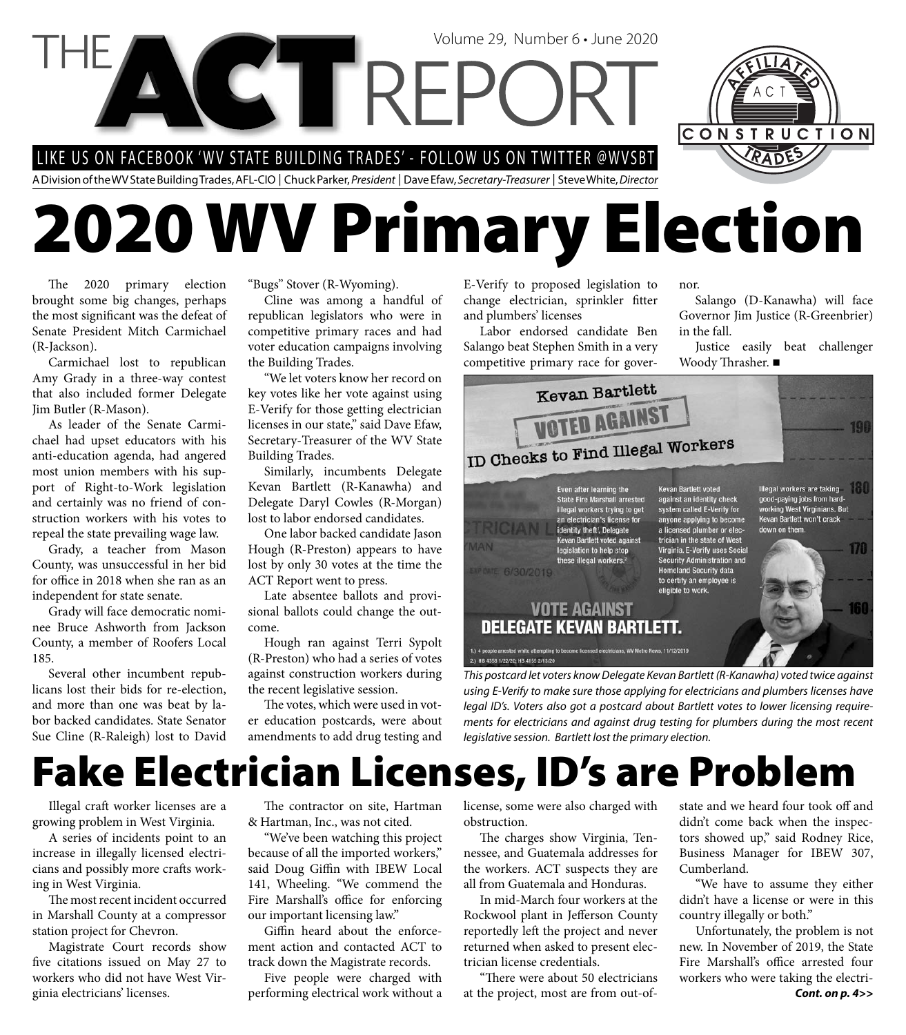# THE ACT REPORT

Volume 29, Number 6 • June 2020

LIKE US ON FACEBOOK 'WV STATE BUILDING TRADES' - FOLLOW US ON TWITTER @WVSBT

A Division of the WV State Building Trades, AFL-CIO | Chuck Parker, *President* | Dave Efaw, *Secretary-Treasurer* | Steve White, *Director*

# 2020 WV Primary Election

The 2020 primary election brought some big changes, perhaps the most significant was the defeat of Senate President Mitch Carmichael (R-Jackson).

Carmichael lost to republican Amy Grady in a three-way contest that also included former Delegate Jim Butler (R-Mason).

As leader of the Senate Carmichael had upset educators with his anti-education agenda, had angered most union members with his support of Right-to-Work legislation and certainly was no friend of construction workers with his votes to repeal the state prevailing wage law.

Grady, a teacher from Mason County, was unsuccessful in her bid for office in 2018 when she ran as an independent for state senate.

Grady will face democratic nominee Bruce Ashworth from Jackson County, a member of Roofers Local 185.

Several other incumbent republicans lost their bids for re-election, and more than one was beat by labor backed candidates. State Senator Sue Cline (R-Raleigh) lost to David "Bugs" Stover (R-Wyoming).

Cline was among a handful of republican legislators who were in competitive primary races and had voter education campaigns involving the Building Trades.

"We let voters know her record on key votes like her vote against using E-Verify for those getting electrician licenses in our state," said Dave Efaw, Secretary-Treasurer of the WV State Building Trades.

Similarly, incumbents Delegate Kevan Bartlett (R-Kanawha) and Delegate Daryl Cowles (R-Morgan) lost to labor endorsed candidates.

One labor backed candidate Jason Hough (R-Preston) appears to have lost by only 30 votes at the time the ACT Report went to press.

Late absentee ballots and provisional ballots could change the outcome.

Hough ran against Terri Sypolt (R-Preston) who had a series of votes against construction workers during the recent legislative session.

The votes, which were used in voter education postcards, were about amendments to add drug testing and E-Verify to proposed legislation to change electrician, sprinkler fitter and plumbers' licenses

Labor endorsed candidate Ben Salango beat Stephen Smith in a very competitive primary race for governor.

Salango (D-Kanawha) will face Governor Jim Justice (R-Greenbrier) in the fall.

Justice easily beat challenger Woody Thrasher. ■

*This postcard let voters know Delegate Kevan Bartlett (R-Kanawha) voted twice against using E-Verify to make sure those applying for electricians and plumbers licenses have legal ID's. Voters also got a postcard about Bartlett votes to lower licensing requirements for electricians and against drug testing for plumbers during the most recent legislative session. Bartlett lost the primary election.*

# Fake Electrician Licenses, ID's are Problem

Illegal craft worker licenses are a growing problem in West Virginia.

A series of incidents point to an increase in illegally licensed electricians and possibly more crafts working in West Virginia.

The most recent incident occurred in Marshall County at a compressor station project for Chevron.

Magistrate Court records show five citations issued on May 27 to workers who did not have West Virginia electricians' licenses.

The contractor on site, Hartman & Hartman, Inc., was not cited.

"We've been watching this project because of all the imported workers," said Doug Giffin with IBEW Local 141, Wheeling. "We commend the Fire Marshall's office for enforcing our important licensing law."

Giffin heard about the enforcement action and contacted ACT to track down the Magistrate records.

Five people were charged with performing electrical work without a license, some were also charged with obstruction.

The charges show Virginia, Tennessee, and Guatemala addresses for the workers. ACT suspects they are all from Guatemala and Honduras.

In mid-March four workers at the Rockwool plant in Jefferson County reportedly left the project and never returned when asked to present electrician license credentials.

"There were about 50 electricians at the project, most are from out-of-state and we heard four took off and didn't come back when the inspectors showed up," said Rodney Rice, Business Manager for IBEW 307, Cumberland.

"We have to assume they either didn't have a license or were in this country illegally or both."

Unfortunately, the problem is not new. In November of 2019, the State Fire Marshall's office arrested four workers who were taking the electri-

***Cont. on p. 4>>***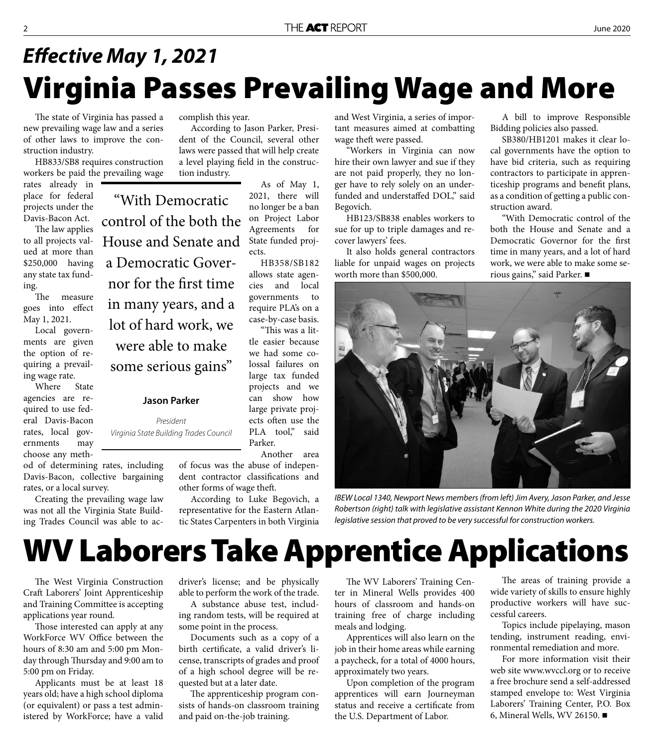## *Effective May 1, 2021*

# Virginia Passes Prevailing Wage and More

The state of Virginia has passed a new prevailing wage law and a series of other laws to improve the construction industry.

HB833/SB8 requires construction workers be paid the prevailing wage rates already in place for federal projects under the Davis-Bacon Act.

The law applies to all projects valued at more than $250,000 having any state tax funding.

The measure goes into effect May 1, 2021.

Local governments are given the option of requiring a prevailing wage rate.

Where State agencies are required to use federal Davis-Bacon rates, local governments may choose any method of determining rates, including Davis-Bacon, collective bargaining rates, or a local survey.

Creating the prevailing wage law was not all the Virginia State Building Trades Council was able to accomplish this year.

According to Jason Parker, President of the Council, several other laws were passed that will help create a level playing field in the construction industry.

> "With Democratic control of the both the House and Senate and a Democratic Governor for the first time in many years, and a lot of hard work, we were able to make some serious gains"
>
> **Jason Parker**
>
> *President*
> *Virginia State Building Trades Council*

As of May 1, 2021, there will no longer be a ban on Project Labor Agreements for State funded projects.

HB358/SB182 allows state agencies and local governments to require PLA's on a case-by-case basis.

"This was a little easier because we had some colossal failures on large tax funded projects and we can show how large private projects often use the PLA tool," said Parker.

Another area of focus was the abuse of independent contractor classifications and other forms of wage theft.

According to Luke Begovich, a representative for the Eastern Atlantic States Carpenters in both Virginia and West Virginia, a series of important measures aimed at combatting wage theft were passed.

"Workers in Virginia can now hire their own lawyer and sue if they are not paid properly, they no longer have to rely solely on an underfunded and understaffed DOL," said Begovich.

HB123/SB838 enables workers to sue for up to triple damages and recover lawyers' fees.

It also holds general contractors liable for unpaid wages on projects worth more than $500,000.

A bill to improve Responsible Bidding policies also passed.

SB380/HB1201 makes it clear local governments have the option to have bid criteria, such as requiring contractors to participate in apprenticeship programs and benefit plans, as a condition of getting a public construction award.

"With Democratic control of the both the House and Senate and a Democratic Governor for the first time in many years, and a lot of hard work, we were able to make some serious gains," said Parker. ■

*IBEW Local 1340, Newport News members (from left) Jim Avery, Jason Parker, and Jesse Robertson (right) talk with legislative assistant Kennon White during the 2020 Virginia legislative session that proved to be very successful for construction workers.*

# WV Laborers Take Apprentice Applications

The West Virginia Construction Craft Laborers' Joint Apprenticeship and Training Committee is accepting applications year round.

Those interested can apply at any WorkForce WV Office between the hours of 8:30 am and 5:00 pm Monday through Thursday and 9:00 am to 5:00 pm on Friday.

Applicants must be at least 18 years old; have a high school diploma (or equivalent) or pass a test administered by WorkForce; have a valid driver's license; and be physically able to perform the work of the trade.

A substance abuse test, including random tests, will be required at some point in the process.

Documents such as a copy of a birth certificate, a valid driver's license, transcripts of grades and proof of a high school degree will be requested but at a later date.

The apprenticeship program consists of hands-on classroom training and paid on-the-job training.

The WV Laborers' Training Center in Mineral Wells provides 400 hours of classroom and hands-on training free of charge including meals and lodging.

Apprentices will also learn on the job in their home areas while earning a paycheck, for a total of 4000 hours, approximately two years.

Upon completion of the program apprentices will earn Journeyman status and receive a certificate from the U.S. Department of Labor.

The areas of training provide a wide variety of skills to ensure highly productive workers will have successful careers.

Topics include pipelaying, mason tending, instrument reading, environmental remediation and more.

For more information visit their web site www.wvccl.org or to receive a free brochure send a self-addressed stamped envelope to: West Virginia Laborers' Training Center, P.O. Box 6, Mineral Wells, WV 26150. ■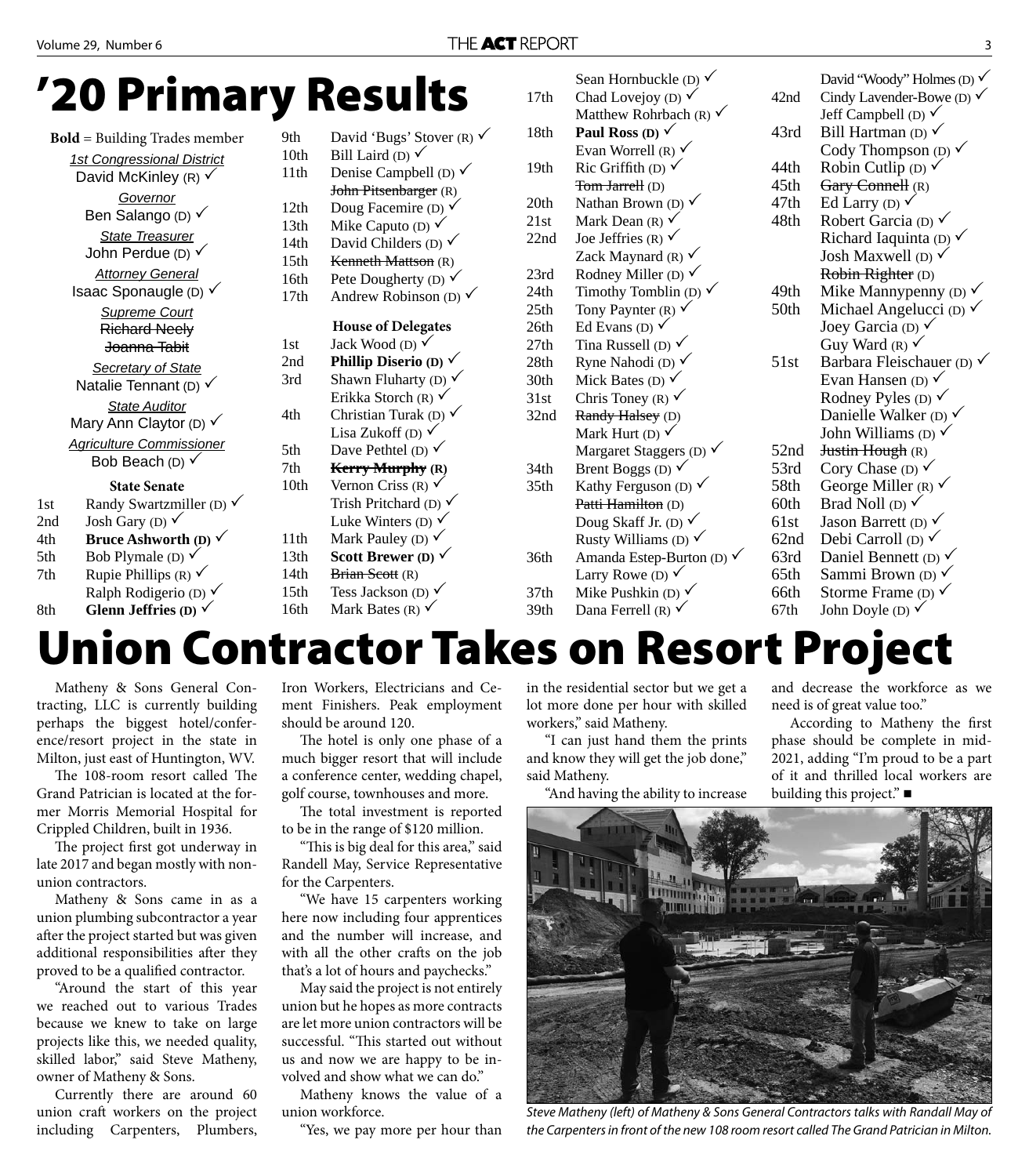# '20 Primary Results

**Bold** = Building Trades member

*1st Congressional District*
David McKinley (R) ✓

*Governor*
Ben Salango (D) ✓

*State Treasurer*
John Perdue (D) ✓

*Attorney General*
Isaac Sponaugle (D) ✓

*Supreme Court*
~~Richard Neely~~
~~Joanna Tabit~~

*Secretary of State*
Natalie Tennant (D) ✓

*State Auditor*
Mary Ann Claytor (D) ✓

*Agriculture Commissioner*
Bob Beach (D) ✓

### State Senate

| District | Candidate |
|---|---|
| 1st | Randy Swartzmiller (D) ✓ |
| 2nd | Josh Gary (D) ✓ |
| 4th | **Bruce Ashworth (D)** ✓ |
| 5th | Bob Plymale (D) ✓ |
| 7th | Rupie Phillips (R) ✓ |
| | Ralph Rodigerio (D) ✓ |
| 8th | **Glenn Jeffries (D)** ✓ |
| 9th | David 'Bugs' Stover (R) ✓ |
| 10th | Bill Laird (D) ✓ |
| 11th | Denise Campbell (D) ✓ |
| | ~~John Pitsenbarger~~ (R) |
| 12th | Doug Facemire (D) ✓ |
| 13th | Mike Caputo (D) ✓ |
| 14th | David Childers (D) ✓ |
| 15th | ~~Kenneth Mattson~~ (R) |
| 16th | Pete Dougherty (D) ✓ |
| 17th | Andrew Robinson (D) ✓ |

### House of Delegates

| District | Candidate |
|---|---|
| 1st | Jack Wood (D) ✓ |
| 2nd | **Phillip Diserio (D)** ✓ |
| 3rd | Shawn Fluharty (D) ✓ |
| | Erikka Storch (R) ✓ |
| 4th | Christian Turak (D) ✓ |
| | Lisa Zukoff (D) ✓ |
| 5th | Dave Pethtel (D) ✓ |
| 7th | **~~Kerry Murphy~~ (R)** |
| 10th | Vernon Criss (R) ✓ |
| | Trish Pritchard (D) ✓ |
| | Luke Winters (D) ✓ |
| 11th | Mark Pauley (D) ✓ |
| 13th | **Scott Brewer (D)** ✓ |
| 14th | ~~Brian Scott~~ (R) |
| 15th | Tess Jackson (D) ✓ |
| 16th | Mark Bates (R) ✓ |
| | Sean Hornbuckle (D) ✓ |
| 17th | Chad Lovejoy (D) ✓ |
| | Matthew Rohrbach (R) ✓ |
| 18th | **Paul Ross (D)** ✓ |
| | Evan Worrell (R) ✓ |
| 19th | Ric Griffith (D) ✓ |
| | ~~Tom Jarrell~~ (D) |
| 20th | Nathan Brown (D) ✓ |
| 21st | Mark Dean (R) ✓ |
| 22nd | Joe Jeffries (R) ✓ |
| | Zack Maynard (R) ✓ |
| 23rd | Rodney Miller (D) ✓ |
| 24th | Timothy Tomblin (D) ✓ |
| 25th | Tony Paynter (R) ✓ |
| 26th | Ed Evans (D) ✓ |
| 27th | Tina Russell (D) ✓ |
| 28th | Ryne Nahodi (D) ✓ |
| 30th | Mick Bates (D) ✓ |
| 31st | Chris Toney (R) ✓ |
| 32nd | ~~Randy Halsey~~ (D) |
| | Mark Hurt (D) ✓ |
| | Margaret Staggers (D) ✓ |
| 34th | Brent Boggs (D) ✓ |
| 35th | Kathy Ferguson (D) ✓ |
| | ~~Patti Hamilton~~ (D) |
| | Doug Skaff Jr. (D) ✓ |
| | Rusty Williams (D) ✓ |
| 36th | Amanda Estep-Burton (D) ✓ |
| | Larry Rowe (D) ✓ |
| 37th | Mike Pushkin (D) ✓ |
| 39th | Dana Ferrell (R) ✓ |
| | David "Woody" Holmes (D) ✓ |
| 42nd | Cindy Lavender-Bowe (D) ✓ |
| | Jeff Campbell (D) ✓ |
| 43rd | Bill Hartman (D) ✓ |
| | Cody Thompson (D) ✓ |
| 44th | Robin Cutlip (D) ✓ |
| 45th | ~~Gary Connell~~ (R) |
| 47th | Ed Larry (D) ✓ |
| 48th | Robert Garcia (D) ✓ |
| | Richard Iaquinta (D) ✓ |
| | Josh Maxwell (D) ✓ |
| | ~~Robin Righter~~ (D) |
| 49th | Mike Mannypenny (D) ✓ |
| 50th | Michael Angelucci (D) ✓ |
| | Joey Garcia (D) ✓ |
| | Guy Ward (R) ✓ |
| 51st | Barbara Fleischauer (D) ✓ |
| | Evan Hansen (D) ✓ |
| | Rodney Pyles (D) ✓ |
| | Danielle Walker (D) ✓ |
| | John Williams (D) ✓ |
| 52nd | ~~Justin Hough~~ (R) |
| 53rd | Cory Chase (D) ✓ |
| 58th | George Miller (R) ✓ |
| 60th | Brad Noll (D) ✓ |
| 61st | Jason Barrett (D) ✓ |
| 62nd | Debi Carroll (D) ✓ |
| 63rd | Daniel Bennett (D) ✓ |
| 65th | Sammi Brown (D) ✓ |
| 66th | Storme Frame (D) ✓ |
| 67th | John Doyle (D) ✓ |

# Union Contractor Takes on Resort Project

Matheny & Sons General Contracting, LLC is currently building perhaps the biggest hotel/conference/resort project in the state in Milton, just east of Huntington, WV.

The 108-room resort called The Grand Patrician is located at the former Morris Memorial Hospital for Crippled Children, built in 1936.

The project first got underway in late 2017 and began mostly with non-union contractors.

Matheny & Sons came in as a union plumbing subcontractor a year after the project started but was given additional responsibilities after they proved to be a qualified contractor.

"Around the start of this year we reached out to various Trades because we knew to take on large projects like this, we needed quality, skilled labor," said Steve Matheny, owner of Matheny & Sons.

Currently there are around 60 union craft workers on the project including Carpenters, Plumbers, Iron Workers, Electricians and Cement Finishers. Peak employment should be around 120.

The hotel is only one phase of a much bigger resort that will include a conference center, wedding chapel, golf course, townhouses and more.

The total investment is reported to be in the range of $120 million.

"This is big deal for this area," said Randell May, Service Representative for the Carpenters.

"We have 15 carpenters working here now including four apprentices and the number will increase, and with all the other crafts on the job that's a lot of hours and paychecks."

May said the project is not entirely union but he hopes as more contracts are let more union contractors will be successful. "This started out without us and now we are happy to be involved and show what we can do."

Matheny knows the value of a union workforce.

"Yes, we pay more per hour than in the residential sector but we get a lot more done per hour with skilled workers," said Matheny.

"I can just hand them the prints and know they will get the job done," said Matheny.

"And having the ability to increase and decrease the workforce as we need is of great value too."

According to Matheny the first phase should be complete in mid-2021, adding "I'm proud to be a part of it and thrilled local workers are building this project." ■

*Steve Matheny (left) of Matheny & Sons General Contractors talks with Randall May of the Carpenters in front of the new 108 room resort called The Grand Patrician in Milton.*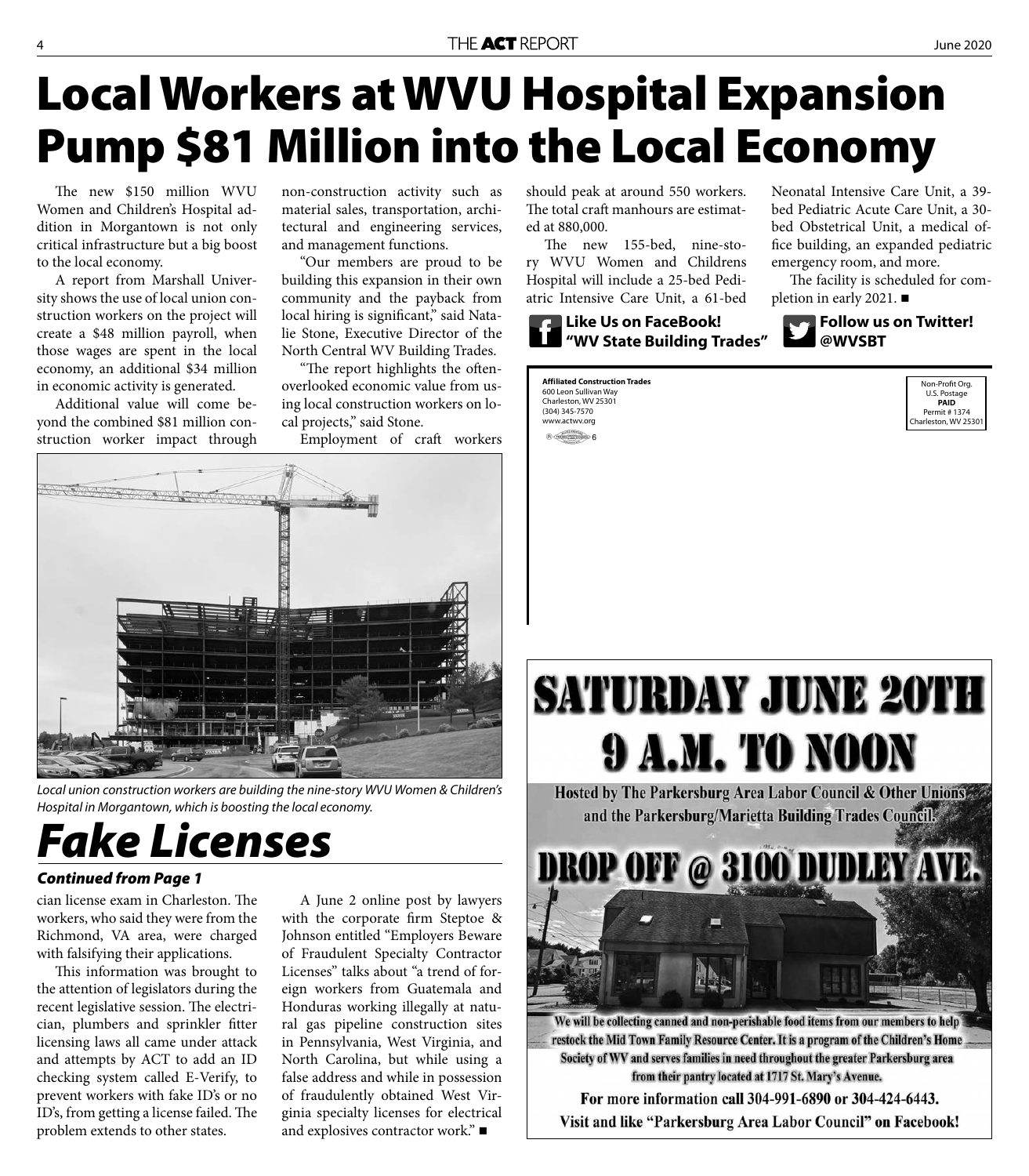# Local Workers at WVU Hospital Expansion Pump $81 Million into the Local Economy

The new $150 million WVU Women and Children's Hospital addition in Morgantown is not only critical infrastructure but a big boost to the local economy.

A report from Marshall University shows the use of local union construction workers on the project will create a $48 million payroll, when those wages are spent in the local economy, an additional $34 million in economic activity is generated.

Additional value will come beyond the combined $81 million construction worker impact through non-construction activity such as material sales, transportation, architectural and engineering services, and management functions.

"Our members are proud to be building this expansion in their own community and the payback from local hiring is significant," said Natalie Stone, Executive Director of the North Central WV Building Trades.

"The report highlights the often-overlooked economic value from using local construction workers on local projects," said Stone.

Employment of craft workers should peak at around 550 workers. The total craft manhours are estimated at 880,000.

The new 155-bed, nine-story WVU Women and Childrens Hospital will include a 25-bed Pediatric Intensive Care Unit, a 61-bed Neonatal Intensive Care Unit, a 39-bed Pediatric Acute Care Unit, a 30-bed Obstetrical Unit, a medical office building, an expanded pediatric emergency room, and more.

The facility is scheduled for completion in early 2021. ■

Local union construction workers are building the nine-story WVU Women & Children's Hospital in Morgantown, which is boosting the local economy.

**Like Us on FaceBook! "WV State Building Trades"**

**Follow us on Twitter! @WVSBT**

**Affiliated Construction Trades**
600 Leon Sullivan Way
Charleston, WV 25301
(304) 345-7570
www.actwv.org

Non-Profit Org.
U.S. Postage
**PAID**
Permit # 1374
Charleston, WV 25301

# *Fake Licenses*

***Continued from Page 1***

cian license exam in Charleston. The workers, who said they were from the Richmond, VA area, were charged with falsifying their applications.

This information was brought to the attention of legislators during the recent legislative session. The electrician, plumbers and sprinkler fitter licensing laws all came under attack and attempts by ACT to add an ID checking system called E-Verify, to prevent workers with fake ID's or no ID's, from getting a license failed. The problem extends to other states.

A June 2 online post by lawyers with the corporate firm Steptoe & Johnson entitled "Employers Beware of Fraudulent Specialty Contractor Licenses" talks about "a trend of foreign workers from Guatemala and Honduras working illegally at natural gas pipeline construction sites in Pennsylvania, West Virginia, and North Carolina, but while using a false address and while in possession of fraudulently obtained West Virginia specialty licenses for electrical and explosives contractor work." ■

# SATURDAY JUNE 20TH 9 A.M. TO NOON

**Hosted by The Parkersburg Area Labor Council & Other Unions and the Parkersburg/Marietta Building Trades Council.**

# DROP OFF @ 3100 DUDLEY AVE.

**We will be collecting canned and non-perishable food items from our members to help restock the Mid Town Family Resource Center. It is a program of the Children's Home Society of WV and serves families in need throughout the greater Parkersburg area from their pantry located at 1717 St. Mary's Avenue.**

**For more information call 304-991-6890 or 304-424-6443.**

**Visit and like "Parkersburg Area Labor Council" on Facebook!**